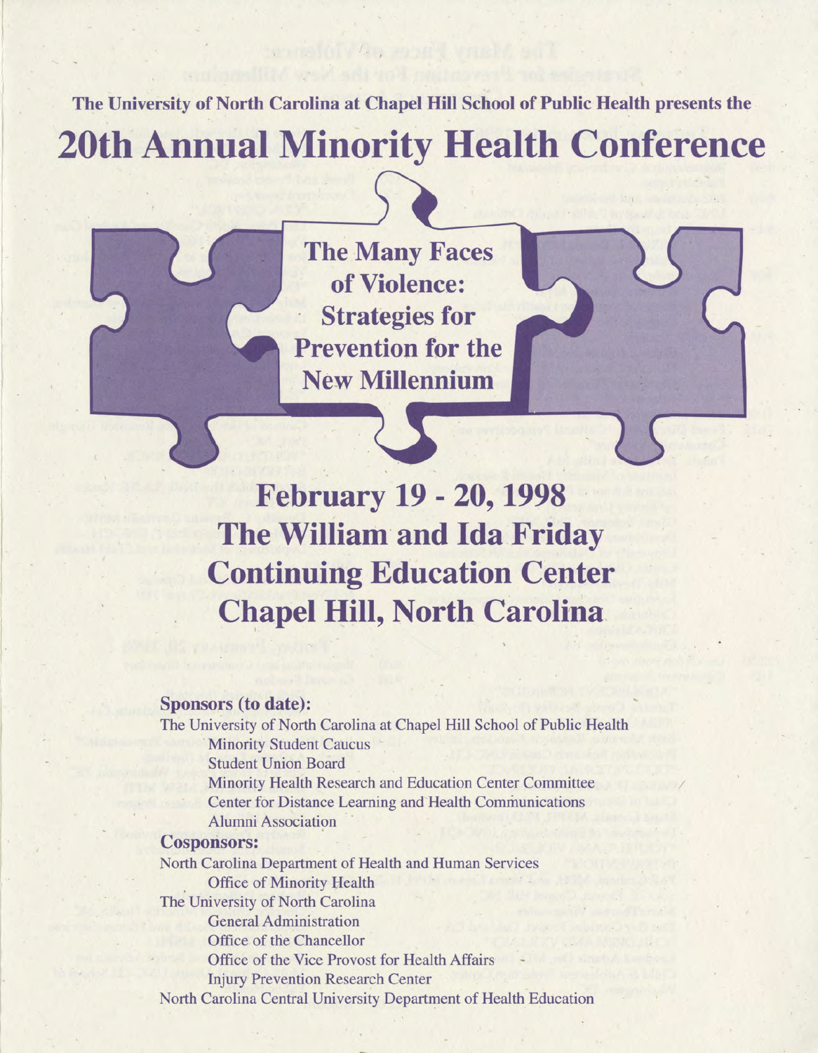The University of North Carolina at Chapel Hill School of Public Health presents the

# 20th Annual Minority Health Conference

## The Many Faces of Violence: Strategies for Prevention for the New Millennium

## February 19 - 20, 1998
## The William and Ida Friday Continuing Education Center
## Chapel Hill, North Carolina

### Sponsors (to date):

The University of North Carolina at Chapel Hill School of Public Health
- Minority Student Caucus
- Student Union Board
- Minority Health Research and Education Center Committee
- Center for Distance Learning and Health Communications
- Alumni Association

### Cosponsors:

North Carolina Department of Health and Human Services
- Office of Minority Health

The University of North Carolina
- General Administration
- Office of the Chancellor
- Office of the Vice Provost for Health Affairs
- Injury Prevention Research Center

North Carolina Central University Department of Health Education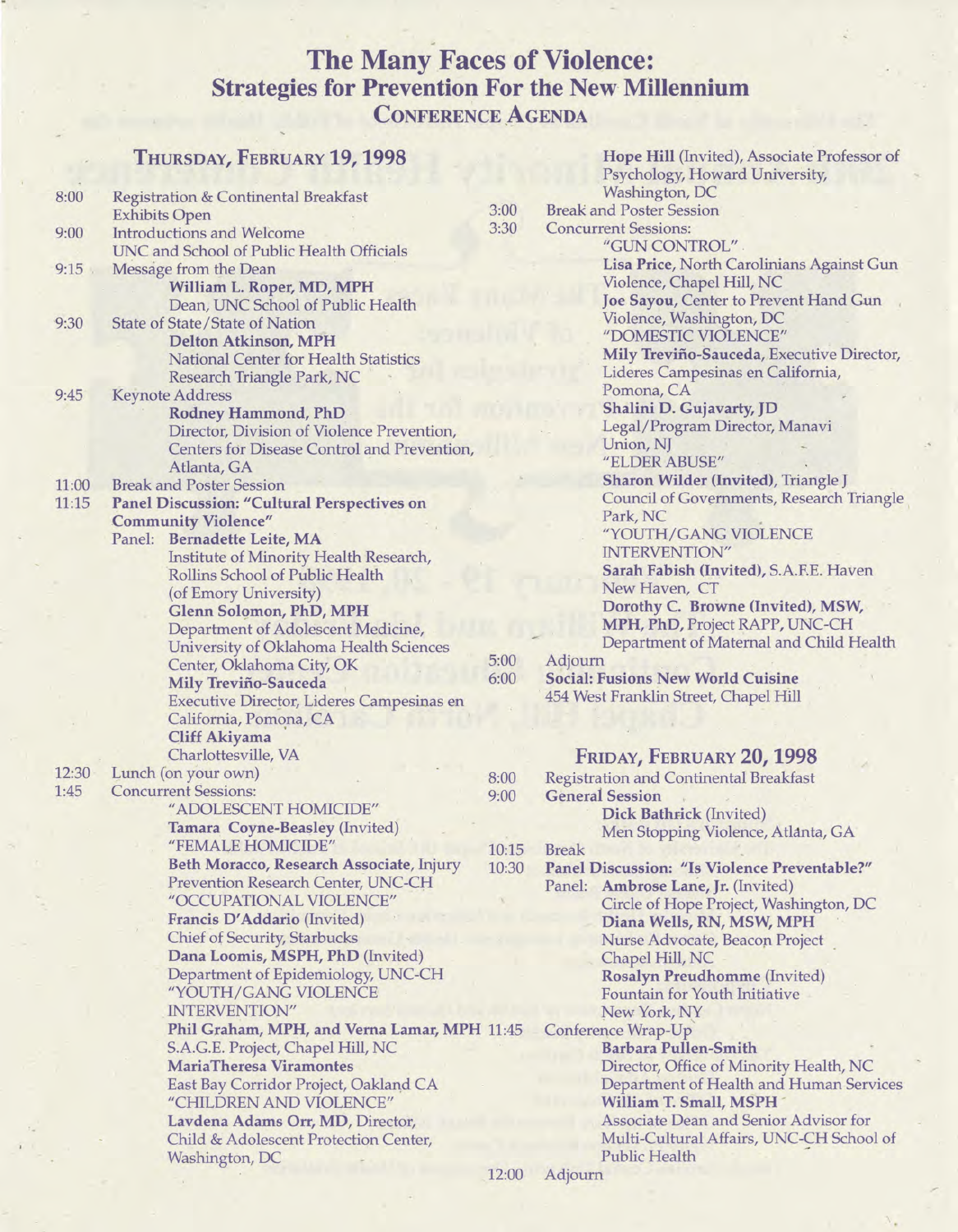# The Many Faces of Violence: Strategies for Prevention For the New Millennium

## Conference Agenda

### Thursday, February 19, 1998

**8:00** Registration & Continental Breakfast
Exhibits Open

**9:00** Introductions and Welcome
UNC and School of Public Health Officials

**9:15** Message from the Dean
**William L. Roper, MD, MPH**
Dean, UNC School of Public Health

**9:30** State of State/State of Nation
**Delton Atkinson, MPH**
National Center for Health Statistics
Research Triangle Park, NC

**9:45** Keynote Address
**Rodney Hammond, PhD**
Director, Division of Violence Prevention,
Centers for Disease Control and Prevention,
Atlanta, GA

**11:00** Break and Poster Session

**11:15** **Panel Discussion: "Cultural Perspectives on Community Violence"**
Panel: **Bernadette Leite, MA**
Institute of Minority Health Research,
Rollins School of Public Health
(of Emory University)
**Glenn Solomon, PhD, MPH**
Department of Adolescent Medicine,
University of Oklahoma Health Sciences
Center, Oklahoma City, OK
**Mily Treviño-Sauceda**
Executive Director, Lideres Campesinas en
California, Pomona, CA
**Cliff Akiyama**
Charlottesville, VA

**12:30** Lunch (on your own)

**1:45** Concurrent Sessions:
"ADOLESCENT HOMICIDE"
**Tamara Coyne-Beasley** (Invited)
"FEMALE HOMICIDE"
**Beth Moracco, Research Associate**, Injury
Prevention Research Center, UNC-CH
"OCCUPATIONAL VIOLENCE"
**Francis D'Addario** (Invited)
Chief of Security, Starbucks
**Dana Loomis, MSPH, PhD** (Invited)
Department of Epidemiology, UNC-CH
"YOUTH/GANG VIOLENCE INTERVENTION"
**Phil Graham, MPH, and Verna Lamar, MPH**
S.A.G.E. Project, Chapel Hill, NC
**MariaTheresa Viramontes**
East Bay Corridor Project, Oakland CA
"CHILDREN AND VIOLENCE"
**Lavdena Adams Orr, MD**, Director,
Child & Adolescent Protection Center,
Washington, DC
**Hope Hill** (Invited), Associate Professor of
Psychology, Howard University,
Washington, DC

**3:00** Break and Poster Session

**3:30** Concurrent Sessions:
"GUN CONTROL"
**Lisa Price**, North Carolinians Against Gun
Violence, Chapel Hill, NC
**Joe Sayou**, Center to Prevent Hand Gun
Violence, Washington, DC
"DOMESTIC VIOLENCE"
**Mily Treviño-Sauceda**, Executive Director,
Lideres Campesinas en California,
Pomona, CA
**Shalini D. Gujavarty, JD**
Legal/Program Director, Manavi
Union, NJ
"ELDER ABUSE"
**Sharon Wilder (Invited)**, Triangle J
Council of Governments, Research Triangle
Park, NC
"YOUTH/GANG VIOLENCE INTERVENTION"
**Sarah Fabish (Invited)**, S.A.F.E. Haven
New Haven, CT
**Dorothy C. Browne (Invited), MSW, MPH, PhD**, Project RAPP, UNC-CH
Department of Maternal and Child Health

**5:00** Adjourn

**6:00** **Social: Fusions New World Cuisine**
454 West Franklin Street, Chapel Hill

### Friday, February 20, 1998

**8:00** Registration and Continental Breakfast

**9:00** **General Session**
**Dick Bathrick** (Invited)
Men Stopping Violence, Atlanta, GA

**10:15** Break

**10:30** **Panel Discussion: "Is Violence Preventable?"**
Panel: **Ambrose Lane, Jr.** (Invited)
Circle of Hope Project, Washington, DC
**Diana Wells, RN, MSW, MPH**
Nurse Advocate, Beacon Project
Chapel Hill, NC
**Rosalyn Preudhomme** (Invited)
Fountain for Youth Initiative
New York, NY

**11:45** Conference Wrap-Up
**Barbara Pullen-Smith**
Director, Office of Minority Health, NC
Department of Health and Human Services
**William T. Small, MSPH**
Associate Dean and Senior Advisor for
Multi-Cultural Affairs, UNC-CH School of
Public Health

**12:00** Adjourn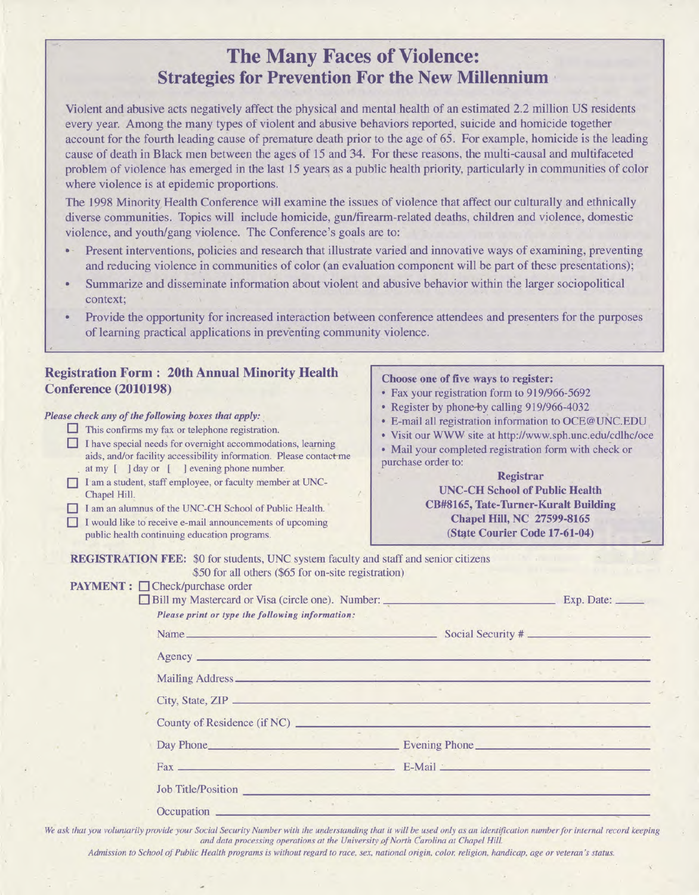# The Many Faces of Violence:
## Strategies for Prevention For the New Millennium

Violent and abusive acts negatively affect the physical and mental health of an estimated 2.2 million US residents every year. Among the many types of violent and abusive behaviors reported, suicide and homicide together account for the fourth leading cause of premature death prior to the age of 65. For example, homicide is the leading cause of death in Black men between the ages of 15 and 34. For these reasons, the multi-causal and multifaceted problem of violence has emerged in the last 15 years as a public health priority, particularly in communities of color where violence is at epidemic proportions.

The 1998 Minority Health Conference will examine the issues of violence that affect our culturally and ethnically diverse communities. Topics will include homicide, gun/firearm-related deaths, children and violence, domestic violence, and youth/gang violence. The Conference's goals are to:

- Present interventions, policies and research that illustrate varied and innovative ways of examining, preventing and reducing violence in communities of color (an evaluation component will be part of these presentations);
- Summarize and disseminate information about violent and abusive behavior within the larger sociopolitical context;
- Provide the opportunity for increased interaction between conference attendees and presenters for the purposes of learning practical applications in preventing community violence.

## Registration Form : 20th Annual Minority Health Conference (2010198)

*Please check any of the following boxes that apply:*

- ☐ This confirms my fax or telephone registration.
- ☐ I have special needs for overnight accommodations, learning aids, and/or facility accessibility information. Please contact me at my [ ] day or [ ] evening phone number.
- ☐ I am a student, staff employee, or faculty member at UNC-Chapel Hill.
- ☐ I am an alumnus of the UNC-CH School of Public Health.
- ☐ I would like to receive e-mail announcements of upcoming public health continuing education programs.

**Choose one of five ways to register:**

- Fax your registration form to 919/966-5692
- Register by phone by calling 919/966-4032
- E-mail all registration information to OCE@UNC.EDU
- Visit our WWW site at http://www.sph.unc.edu/cdlhc/oce
- Mail your completed registration form with check or purchase order to:

**Registrar**
**UNC-CH School of Public Health**
**CB#8165, Tate-Turner-Kuralt Building**
**Chapel Hill, NC 27599-8165**
**(State Courier Code 17-61-04)**

**REGISTRATION FEE:** $0 for students, UNC system faculty and staff and senior citizens
$50 for all others ($65 for on-site registration)

**PAYMENT :** ☐ Check/purchase order
☐ Bill my Mastercard or Visa (circle one). Number: ____________ Exp. Date: ____

*Please print or type the following information:*

Name ____________ Social Security # ____________

Agency ____________

Mailing Address ____________

City, State, ZIP ____________

County of Residence (if NC) ____________

Day Phone ____________ Evening Phone ____________

Fax ____________ E-Mail ____________

Job Title/Position ____________

Occupation ____________

*We ask that you voluntarily provide your Social Security Number with the understanding that it will be used only as an identification number for internal record keeping and data processing operations at the University of North Carolina at Chapel Hill.*

*Admission to School of Public Health programs is without regard to race, sex, national origin, color, religion, handicap, age or veteran's status.*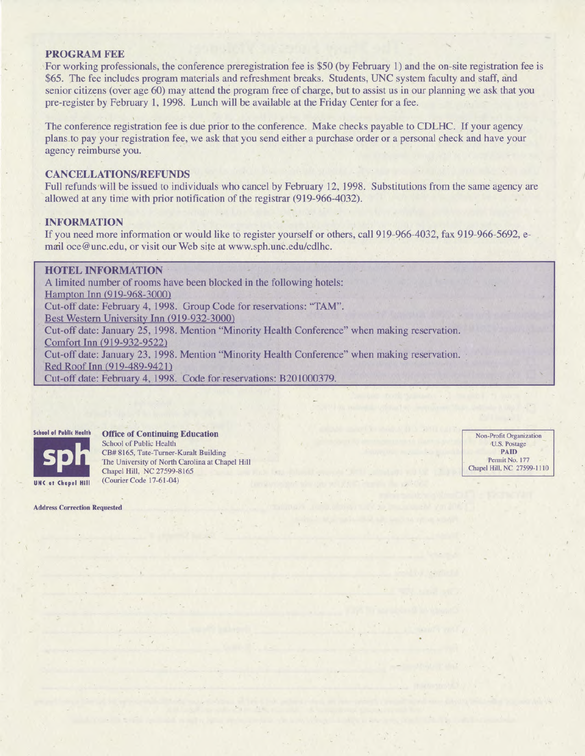## PROGRAM FEE

For working professionals, the conference preregistration fee is $50 (by February 1) and the on-site registration fee is $65. The fee includes program materials and refreshment breaks. Students, UNC system faculty and staff, and senior citizens (over age 60) may attend the program free of charge, but to assist us in our planning we ask that you pre-register by February 1, 1998. Lunch will be available at the Friday Center for a fee.

The conference registration fee is due prior to the conference. Make checks payable to CDLHC. If your agency plans to pay your registration fee, we ask that you send either a purchase order or a personal check and have your agency reimburse you.

## CANCELLATIONS/REFUNDS

Full refunds will be issued to individuals who cancel by February 12, 1998. Substitutions from the same agency are allowed at any time with prior notification of the registrar (919-966-4032).

## INFORMATION

If you need more information or would like to register yourself or others, call 919-966-4032, fax 919-966-5692, e-mail oce@unc.edu, or visit our Web site at www.sph.unc.edu/cdlhc.

## HOTEL INFORMATION

A limited number of rooms have been blocked in the following hotels:

Hampton Inn (919-968-3000)
Cut-off date: February 4, 1998. Group Code for reservations: "TAM".

Best Western University Inn (919-932-3000)
Cut-off date: January 25, 1998. Mention "Minority Health Conference" when making reservation.

Comfort Inn (919-932-9522)
Cut-off date: January 23, 1998. Mention "Minority Health Conference" when making reservation.

Red Roof Inn (919-489-9421)
Cut-off date: February 4, 1998. Code for reservations: B201000379.

School of Public Health
sph
UNC at Chapel Hill

**Office of Continuing Education**
School of Public Health
CB# 8165, Tate-Turner-Kuralt Building
The University of North Carolina at Chapel Hill
Chapel Hill, NC 27599-8165
(Courier Code 17-61-04)

Non-Profit Organization
U.S. Postage
**PAID**
Permit No. 177
Chapel Hill, NC 27599-1110

**Address Correction Requested**